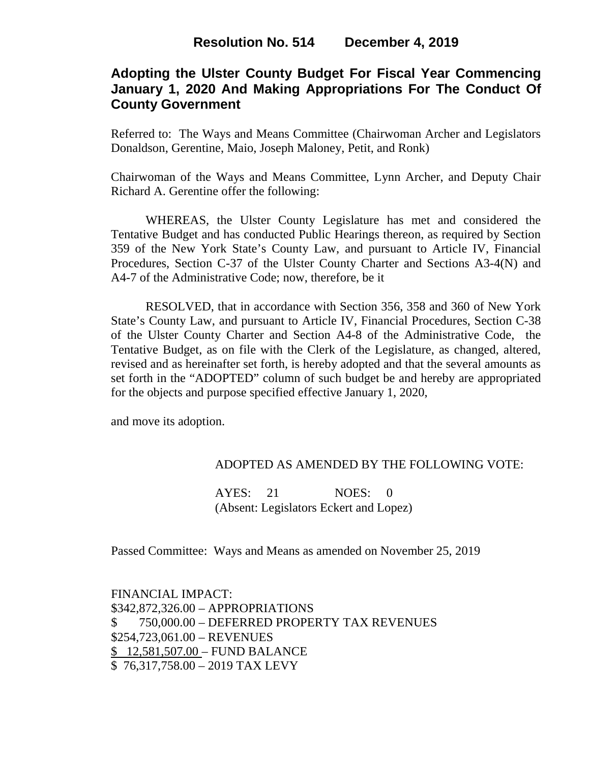# Resolution No. 514 December 4, 2019

## Adopting the Ulster County Budget For Fiscal Year Commencing January 1, 2020 And Making Appropriations For The Conduct Of County Government

Referred to: The Ways and Means Committee (Chairwoman Archer and Legislators Donaldson, Gerentine, Maio, Joseph Maloney, Petit, and Ronk)

Chairwoman of the Ways and Means Committee, Lynn Archer, and Deputy Chair Richard A. Gerentine offer the following:

WHEREAS, the Ulster County Legislature has met and considered the Tentative Budget and has conducted Public Hearings thereon, as required by Section 359 of the New York State's County Law, and pursuant to Article IV, Financial Procedures, Section C-37 of the Ulster County Charter and Sections A3-4(N) and A4-7 of the Administrative Code; now, therefore, be it

RESOLVED, that in accordance with Section 356, 358 and 360 of New York State's County Law, and pursuant to Article IV, Financial Procedures, Section C-38 of the Ulster County Charter and Section A4-8 of the Administrative Code, the Tentative Budget, as on file with the Clerk of the Legislature, as changed, altered, revised and as hereinafter set forth, is hereby adopted and that the several amounts as set forth in the "ADOPTED" column of such budget be and hereby are appropriated for the objects and purpose specified effective January 1, 2020,

and move its adoption.

ADOPTED AS AMENDED BY THE FOLLOWING VOTE:

AYES: 21 NOES: 0
(Absent: Legislators Eckert and Lopez)

Passed Committee: Ways and Means as amended on November 25, 2019

FINANCIAL IMPACT:
$342,872,326.00 – APPROPRIATIONS
$ 750,000.00 – DEFERRED PROPERTY TAX REVENUES
$254,723,061.00 – REVENUES
$ 12,581,507.00 – FUND BALANCE
$ 76,317,758.00 – 2019 TAX LEVY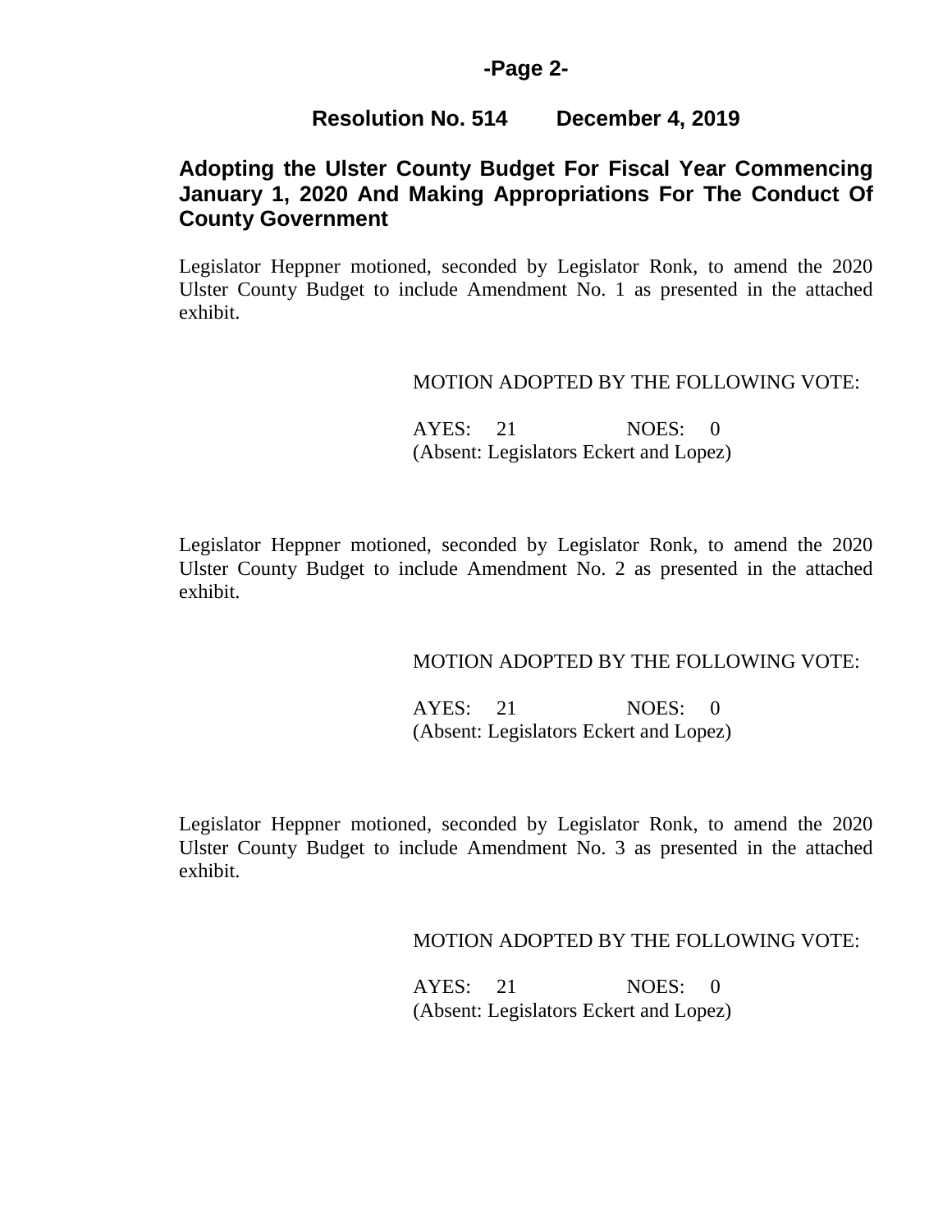**Resolution No. 514 December 4, 2019**

## Adopting the Ulster County Budget For Fiscal Year Commencing January 1, 2020 And Making Appropriations For The Conduct Of County Government

Legislator Heppner motioned, seconded by Legislator Ronk, to amend the 2020 Ulster County Budget to include Amendment No. 1 as presented in the attached exhibit.

MOTION ADOPTED BY THE FOLLOWING VOTE:

AYES: 21 NOES: 0
(Absent: Legislators Eckert and Lopez)

Legislator Heppner motioned, seconded by Legislator Ronk, to amend the 2020 Ulster County Budget to include Amendment No. 2 as presented in the attached exhibit.

MOTION ADOPTED BY THE FOLLOWING VOTE:

AYES: 21 NOES: 0
(Absent: Legislators Eckert and Lopez)

Legislator Heppner motioned, seconded by Legislator Ronk, to amend the 2020 Ulster County Budget to include Amendment No. 3 as presented in the attached exhibit.

MOTION ADOPTED BY THE FOLLOWING VOTE:

AYES: 21 NOES: 0
(Absent: Legislators Eckert and Lopez)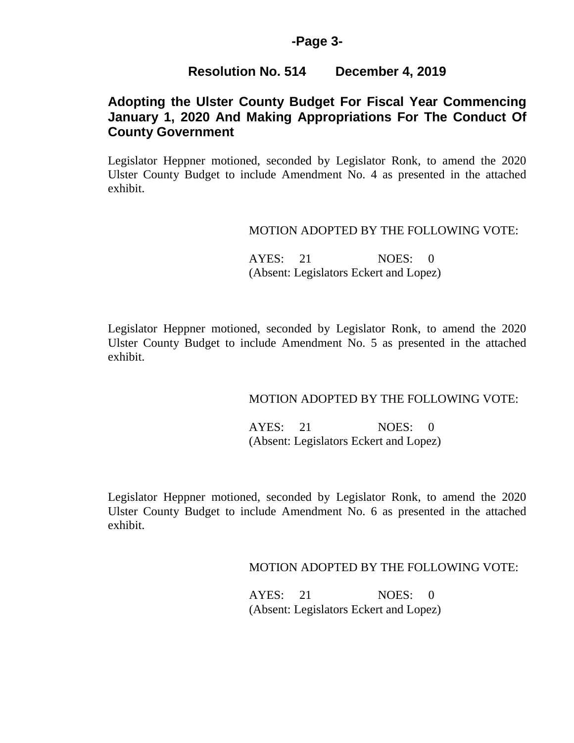## Resolution No. 514 December 4, 2019

## Adopting the Ulster County Budget For Fiscal Year Commencing January 1, 2020 And Making Appropriations For The Conduct Of County Government

Legislator Heppner motioned, seconded by Legislator Ronk, to amend the 2020 Ulster County Budget to include Amendment No. 4 as presented in the attached exhibit.

MOTION ADOPTED BY THE FOLLOWING VOTE:

AYES: 21 NOES: 0
(Absent: Legislators Eckert and Lopez)

Legislator Heppner motioned, seconded by Legislator Ronk, to amend the 2020 Ulster County Budget to include Amendment No. 5 as presented in the attached exhibit.

MOTION ADOPTED BY THE FOLLOWING VOTE:

AYES: 21 NOES: 0
(Absent: Legislators Eckert and Lopez)

Legislator Heppner motioned, seconded by Legislator Ronk, to amend the 2020 Ulster County Budget to include Amendment No. 6 as presented in the attached exhibit.

MOTION ADOPTED BY THE FOLLOWING VOTE:

AYES: 21 NOES: 0
(Absent: Legislators Eckert and Lopez)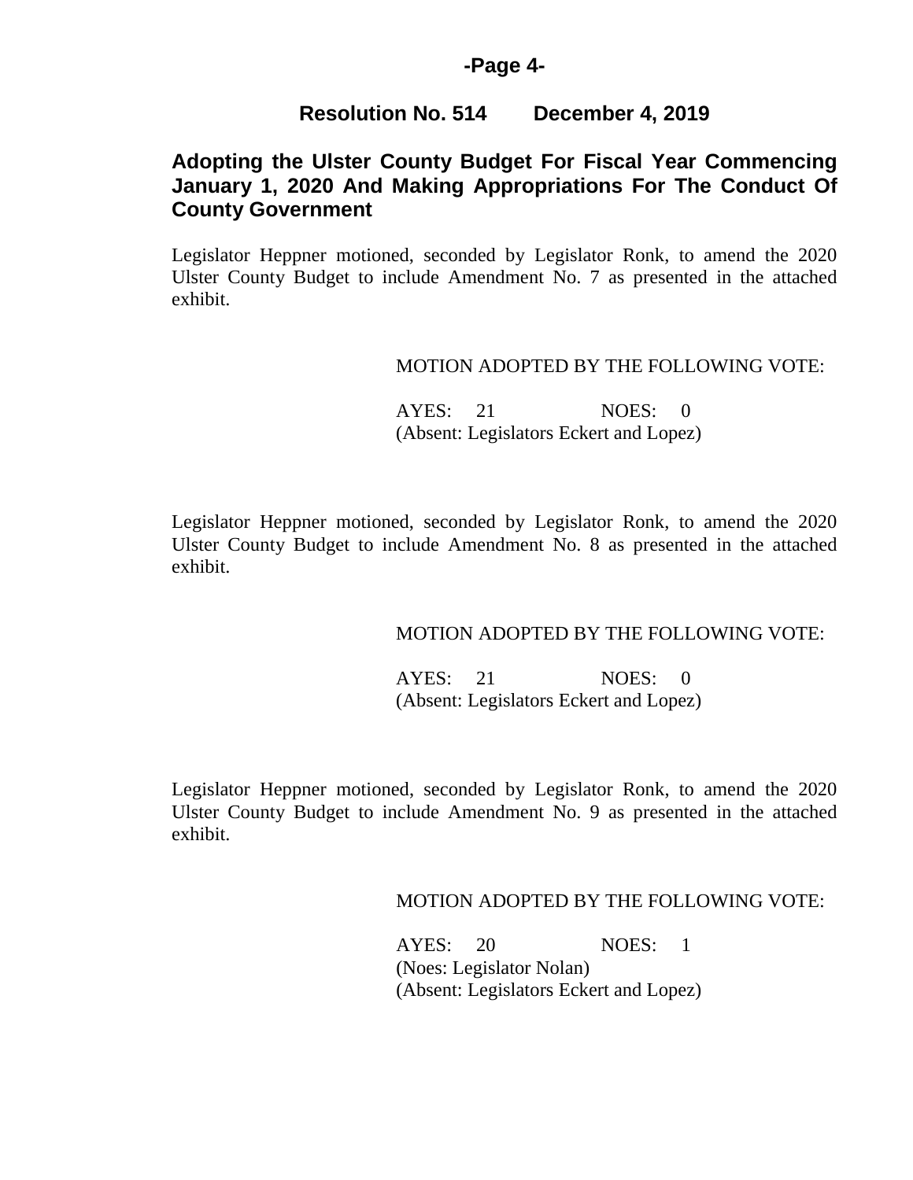## Resolution No. 514 December 4, 2019

### Adopting the Ulster County Budget For Fiscal Year Commencing January 1, 2020 And Making Appropriations For The Conduct Of County Government

Legislator Heppner motioned, seconded by Legislator Ronk, to amend the 2020 Ulster County Budget to include Amendment No. 7 as presented in the attached exhibit.

MOTION ADOPTED BY THE FOLLOWING VOTE:

AYES: 21 NOES: 0
(Absent: Legislators Eckert and Lopez)

Legislator Heppner motioned, seconded by Legislator Ronk, to amend the 2020 Ulster County Budget to include Amendment No. 8 as presented in the attached exhibit.

MOTION ADOPTED BY THE FOLLOWING VOTE:

AYES: 21 NOES: 0
(Absent: Legislators Eckert and Lopez)

Legislator Heppner motioned, seconded by Legislator Ronk, to amend the 2020 Ulster County Budget to include Amendment No. 9 as presented in the attached exhibit.

MOTION ADOPTED BY THE FOLLOWING VOTE:

AYES: 20 NOES: 1
(Noes: Legislator Nolan)
(Absent: Legislators Eckert and Lopez)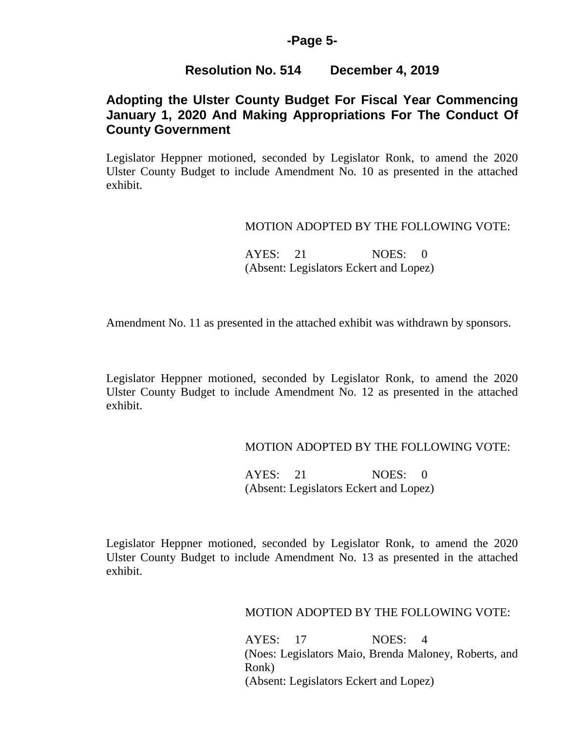**Resolution No. 514 December 4, 2019**

**Adopting the Ulster County Budget For Fiscal Year Commencing January 1, 2020 And Making Appropriations For The Conduct Of County Government**

Legislator Heppner motioned, seconded by Legislator Ronk, to amend the 2020 Ulster County Budget to include Amendment No. 10 as presented in the attached exhibit.

MOTION ADOPTED BY THE FOLLOWING VOTE:

AYES: 21 NOES: 0
(Absent: Legislators Eckert and Lopez)

Amendment No. 11 as presented in the attached exhibit was withdrawn by sponsors.

Legislator Heppner motioned, seconded by Legislator Ronk, to amend the 2020 Ulster County Budget to include Amendment No. 12 as presented in the attached exhibit.

MOTION ADOPTED BY THE FOLLOWING VOTE:

AYES: 21 NOES: 0
(Absent: Legislators Eckert and Lopez)

Legislator Heppner motioned, seconded by Legislator Ronk, to amend the 2020 Ulster County Budget to include Amendment No. 13 as presented in the attached exhibit.

MOTION ADOPTED BY THE FOLLOWING VOTE:

AYES: 17 NOES: 4
(Noes: Legislators Maio, Brenda Maloney, Roberts, and Ronk)
(Absent: Legislators Eckert and Lopez)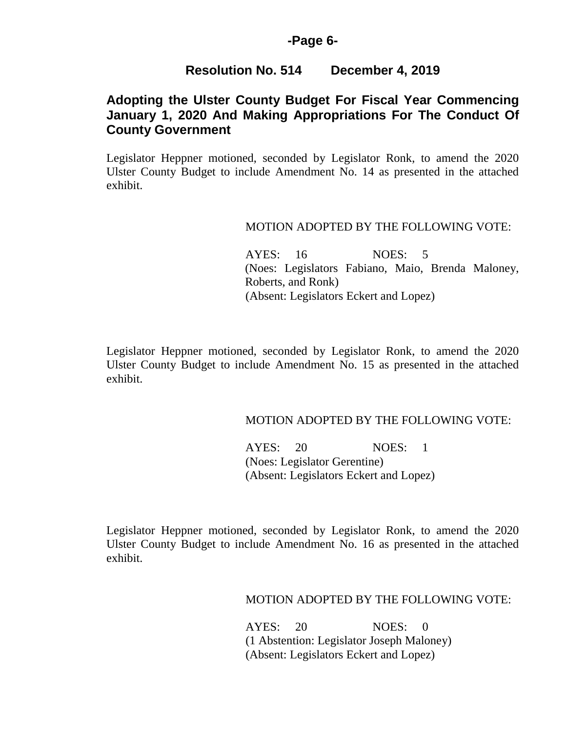## Resolution No. 514 December 4, 2019

### Adopting the Ulster County Budget For Fiscal Year Commencing January 1, 2020 And Making Appropriations For The Conduct Of County Government

Legislator Heppner motioned, seconded by Legislator Ronk, to amend the 2020 Ulster County Budget to include Amendment No. 14 as presented in the attached exhibit.

MOTION ADOPTED BY THE FOLLOWING VOTE:

AYES: 16 NOES: 5
(Noes: Legislators Fabiano, Maio, Brenda Maloney, Roberts, and Ronk)
(Absent: Legislators Eckert and Lopez)

Legislator Heppner motioned, seconded by Legislator Ronk, to amend the 2020 Ulster County Budget to include Amendment No. 15 as presented in the attached exhibit.

MOTION ADOPTED BY THE FOLLOWING VOTE:

AYES: 20 NOES: 1
(Noes: Legislator Gerentine)
(Absent: Legislators Eckert and Lopez)

Legislator Heppner motioned, seconded by Legislator Ronk, to amend the 2020 Ulster County Budget to include Amendment No. 16 as presented in the attached exhibit.

MOTION ADOPTED BY THE FOLLOWING VOTE:

AYES: 20 NOES: 0
(1 Abstention: Legislator Joseph Maloney)
(Absent: Legislators Eckert and Lopez)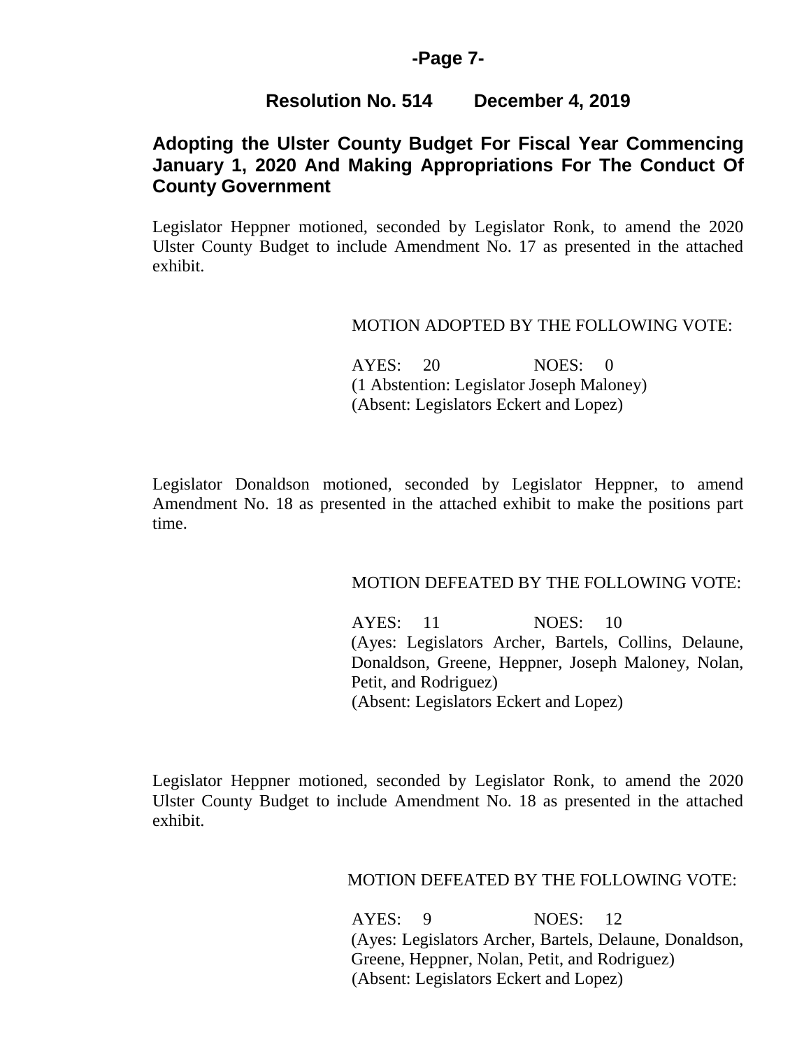**Resolution No. 514 December 4, 2019**

## Adopting the Ulster County Budget For Fiscal Year Commencing January 1, 2020 And Making Appropriations For The Conduct Of County Government

Legislator Heppner motioned, seconded by Legislator Ronk, to amend the 2020 Ulster County Budget to include Amendment No. 17 as presented in the attached exhibit.

MOTION ADOPTED BY THE FOLLOWING VOTE:

AYES: 20 NOES: 0
(1 Abstention: Legislator Joseph Maloney)
(Absent: Legislators Eckert and Lopez)

Legislator Donaldson motioned, seconded by Legislator Heppner, to amend Amendment No. 18 as presented in the attached exhibit to make the positions part time.

MOTION DEFEATED BY THE FOLLOWING VOTE:

AYES: 11 NOES: 10
(Ayes: Legislators Archer, Bartels, Collins, Delaune, Donaldson, Greene, Heppner, Joseph Maloney, Nolan, Petit, and Rodriguez)
(Absent: Legislators Eckert and Lopez)

Legislator Heppner motioned, seconded by Legislator Ronk, to amend the 2020 Ulster County Budget to include Amendment No. 18 as presented in the attached exhibit.

MOTION DEFEATED BY THE FOLLOWING VOTE:

AYES: 9 NOES: 12
(Ayes: Legislators Archer, Bartels, Delaune, Donaldson, Greene, Heppner, Nolan, Petit, and Rodriguez)
(Absent: Legislators Eckert and Lopez)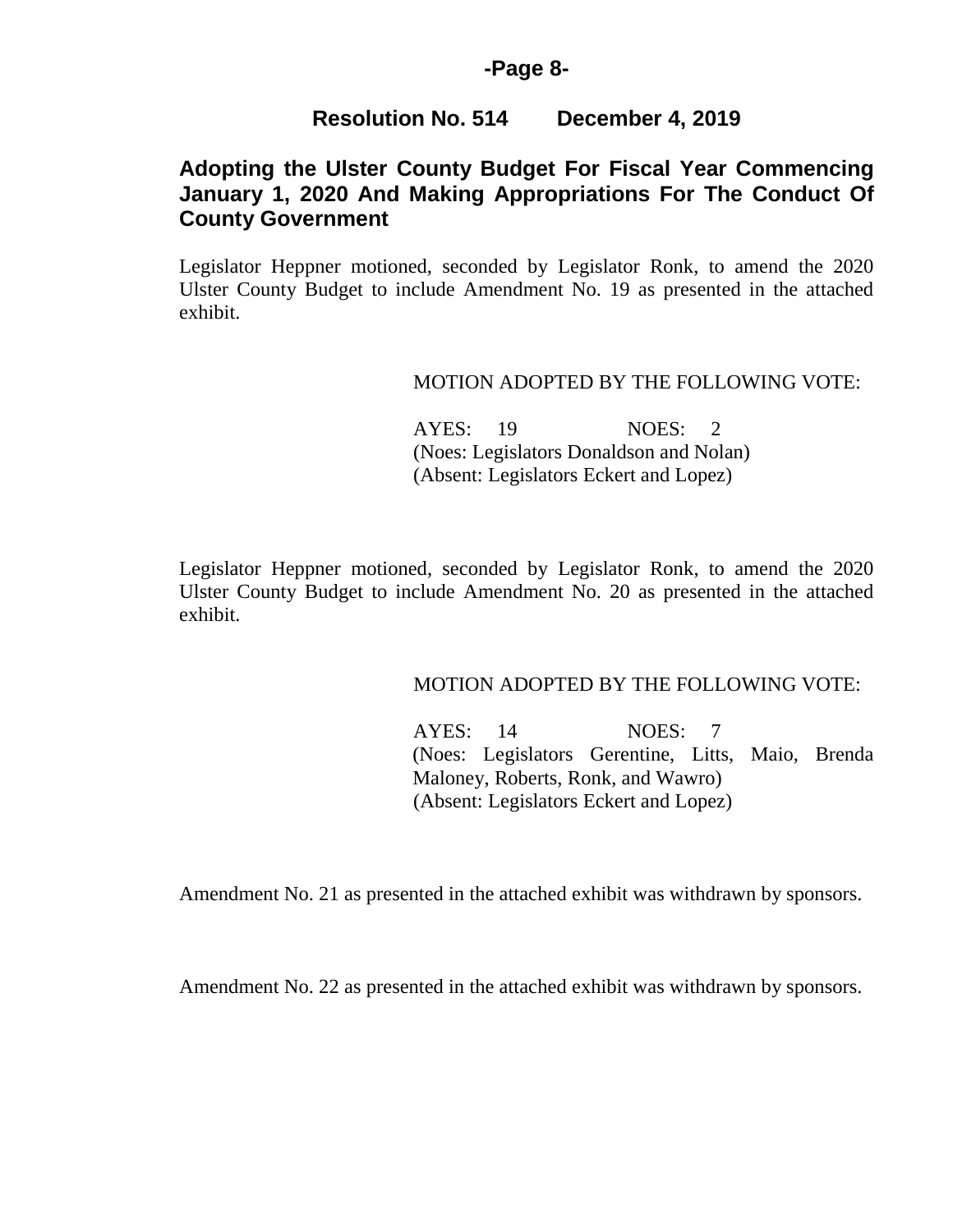## Resolution No. 514 December 4, 2019

### Adopting the Ulster County Budget For Fiscal Year Commencing January 1, 2020 And Making Appropriations For The Conduct Of County Government

Legislator Heppner motioned, seconded by Legislator Ronk, to amend the 2020 Ulster County Budget to include Amendment No. 19 as presented in the attached exhibit.

MOTION ADOPTED BY THE FOLLOWING VOTE:

AYES: 19 NOES: 2
(Noes: Legislators Donaldson and Nolan)
(Absent: Legislators Eckert and Lopez)

Legislator Heppner motioned, seconded by Legislator Ronk, to amend the 2020 Ulster County Budget to include Amendment No. 20 as presented in the attached exhibit.

MOTION ADOPTED BY THE FOLLOWING VOTE:

AYES: 14 NOES: 7
(Noes: Legislators Gerentine, Litts, Maio, Brenda Maloney, Roberts, Ronk, and Wawro)
(Absent: Legislators Eckert and Lopez)

Amendment No. 21 as presented in the attached exhibit was withdrawn by sponsors.

Amendment No. 22 as presented in the attached exhibit was withdrawn by sponsors.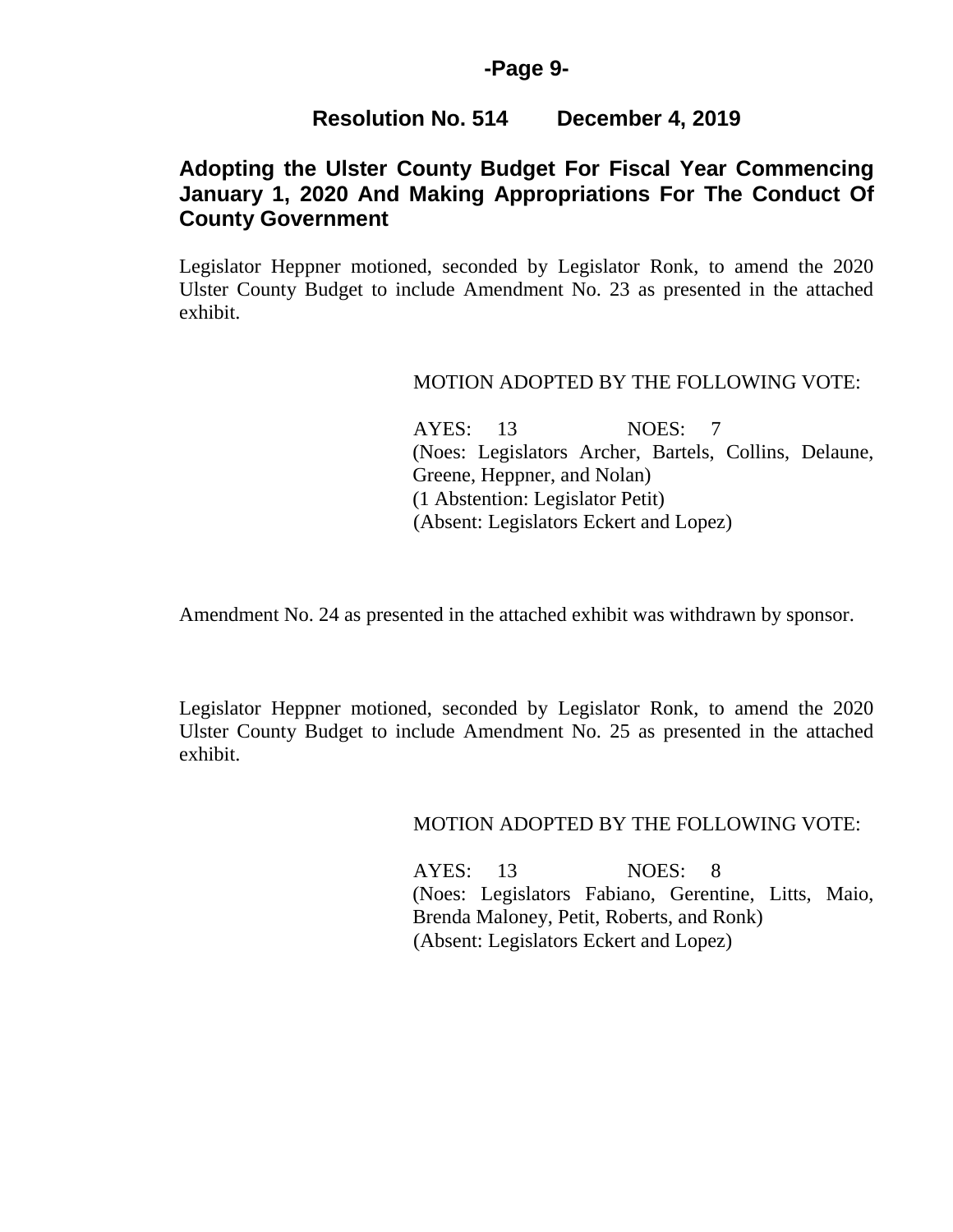## Resolution No. 514 December 4, 2019

## Adopting the Ulster County Budget For Fiscal Year Commencing January 1, 2020 And Making Appropriations For The Conduct Of County Government

Legislator Heppner motioned, seconded by Legislator Ronk, to amend the 2020 Ulster County Budget to include Amendment No. 23 as presented in the attached exhibit.

MOTION ADOPTED BY THE FOLLOWING VOTE:

AYES: 13 NOES: 7
(Noes: Legislators Archer, Bartels, Collins, Delaune, Greene, Heppner, and Nolan)
(1 Abstention: Legislator Petit)
(Absent: Legislators Eckert and Lopez)

Amendment No. 24 as presented in the attached exhibit was withdrawn by sponsor.

Legislator Heppner motioned, seconded by Legislator Ronk, to amend the 2020 Ulster County Budget to include Amendment No. 25 as presented in the attached exhibit.

MOTION ADOPTED BY THE FOLLOWING VOTE:

AYES: 13 NOES: 8
(Noes: Legislators Fabiano, Gerentine, Litts, Maio, Brenda Maloney, Petit, Roberts, and Ronk)
(Absent: Legislators Eckert and Lopez)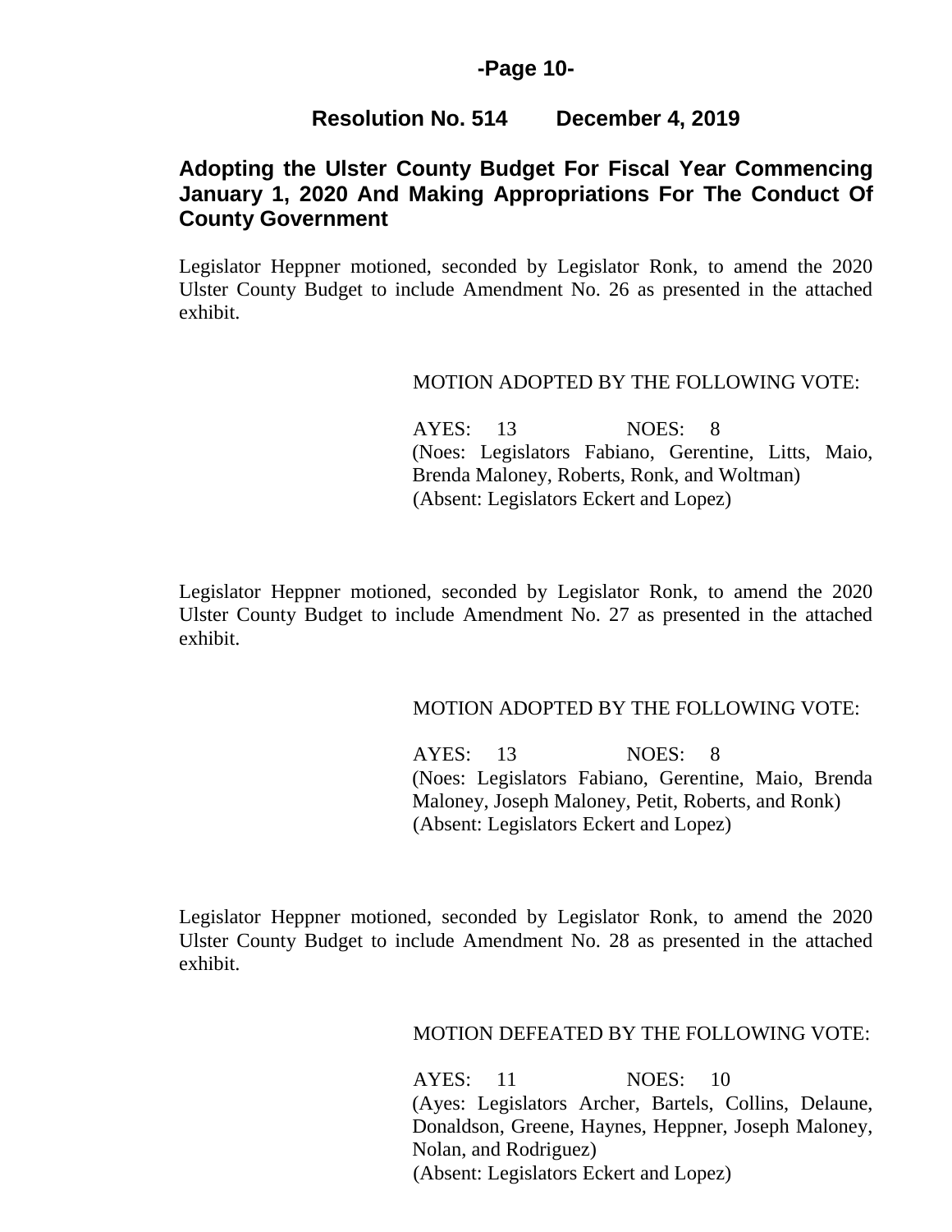## Resolution No. 514 December 4, 2019

### Adopting the Ulster County Budget For Fiscal Year Commencing January 1, 2020 And Making Appropriations For The Conduct Of County Government

Legislator Heppner motioned, seconded by Legislator Ronk, to amend the 2020 Ulster County Budget to include Amendment No. 26 as presented in the attached exhibit.

MOTION ADOPTED BY THE FOLLOWING VOTE:

AYES: 13 NOES: 8
(Noes: Legislators Fabiano, Gerentine, Litts, Maio, Brenda Maloney, Roberts, Ronk, and Woltman)
(Absent: Legislators Eckert and Lopez)

Legislator Heppner motioned, seconded by Legislator Ronk, to amend the 2020 Ulster County Budget to include Amendment No. 27 as presented in the attached exhibit.

MOTION ADOPTED BY THE FOLLOWING VOTE:

AYES: 13 NOES: 8
(Noes: Legislators Fabiano, Gerentine, Maio, Brenda Maloney, Joseph Maloney, Petit, Roberts, and Ronk)
(Absent: Legislators Eckert and Lopez)

Legislator Heppner motioned, seconded by Legislator Ronk, to amend the 2020 Ulster County Budget to include Amendment No. 28 as presented in the attached exhibit.

MOTION DEFEATED BY THE FOLLOWING VOTE:

AYES: 11 NOES: 10
(Ayes: Legislators Archer, Bartels, Collins, Delaune, Donaldson, Greene, Haynes, Heppner, Joseph Maloney, Nolan, and Rodriguez)
(Absent: Legislators Eckert and Lopez)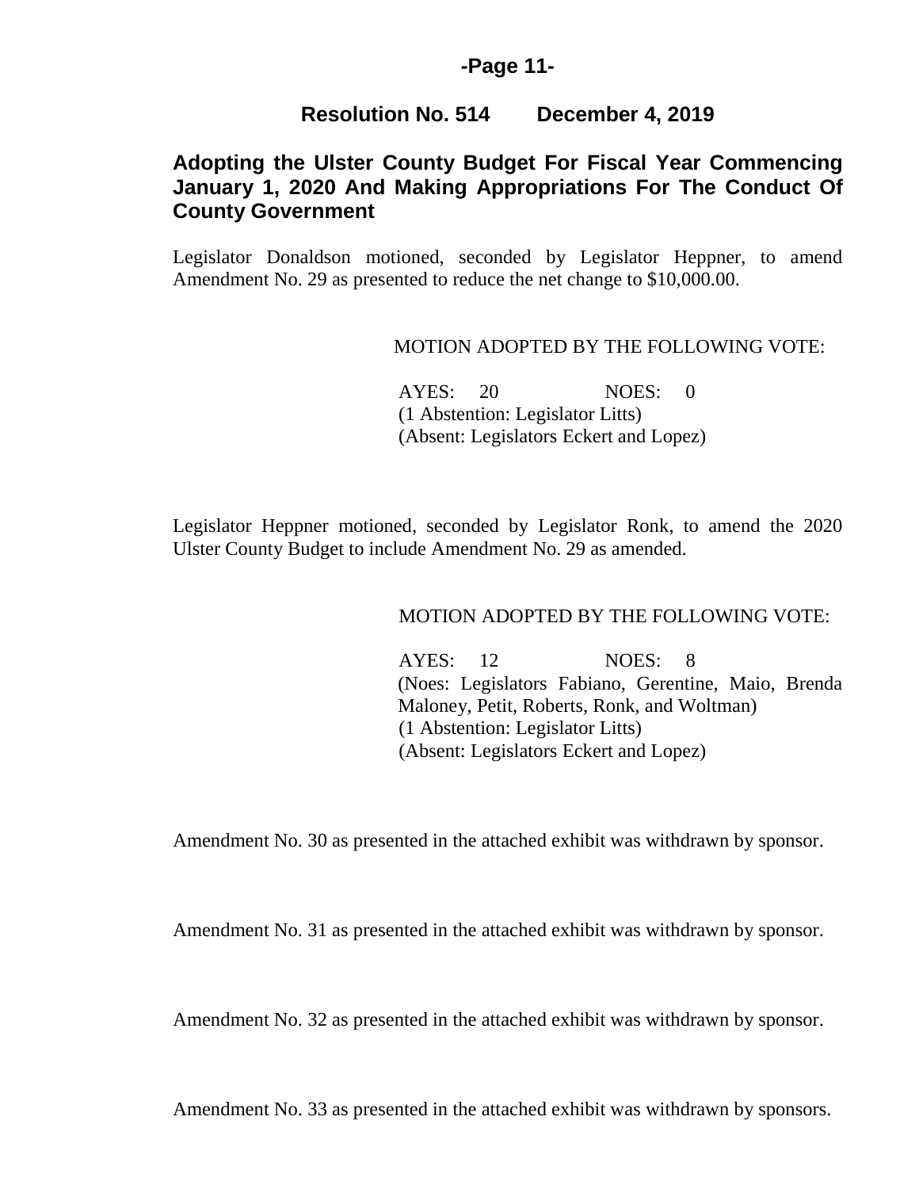## Resolution No. 514 December 4, 2019

## Adopting the Ulster County Budget For Fiscal Year Commencing January 1, 2020 And Making Appropriations For The Conduct Of County Government

Legislator Donaldson motioned, seconded by Legislator Heppner, to amend Amendment No. 29 as presented to reduce the net change to $10,000.00.

MOTION ADOPTED BY THE FOLLOWING VOTE:

AYES: 20 NOES: 0
(1 Abstention: Legislator Litts)
(Absent: Legislators Eckert and Lopez)

Legislator Heppner motioned, seconded by Legislator Ronk, to amend the 2020 Ulster County Budget to include Amendment No. 29 as amended.

MOTION ADOPTED BY THE FOLLOWING VOTE:

AYES: 12 NOES: 8
(Noes: Legislators Fabiano, Gerentine, Maio, Brenda Maloney, Petit, Roberts, Ronk, and Woltman)
(1 Abstention: Legislator Litts)
(Absent: Legislators Eckert and Lopez)

Amendment No. 30 as presented in the attached exhibit was withdrawn by sponsor.

Amendment No. 31 as presented in the attached exhibit was withdrawn by sponsor.

Amendment No. 32 as presented in the attached exhibit was withdrawn by sponsor.

Amendment No. 33 as presented in the attached exhibit was withdrawn by sponsors.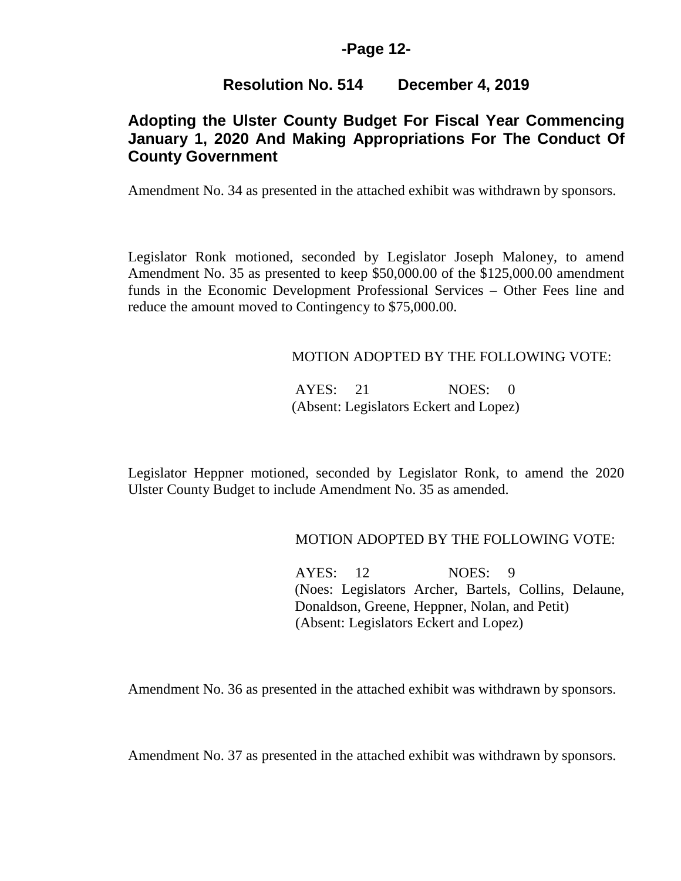## Resolution No. 514 December 4, 2019

## Adopting the Ulster County Budget For Fiscal Year Commencing January 1, 2020 And Making Appropriations For The Conduct Of County Government

Amendment No. 34 as presented in the attached exhibit was withdrawn by sponsors.

Legislator Ronk motioned, seconded by Legislator Joseph Maloney, to amend Amendment No. 35 as presented to keep $50,000.00 of the $125,000.00 amendment funds in the Economic Development Professional Services – Other Fees line and reduce the amount moved to Contingency to $75,000.00.

MOTION ADOPTED BY THE FOLLOWING VOTE:

AYES: 21 NOES: 0
(Absent: Legislators Eckert and Lopez)

Legislator Heppner motioned, seconded by Legislator Ronk, to amend the 2020 Ulster County Budget to include Amendment No. 35 as amended.

MOTION ADOPTED BY THE FOLLOWING VOTE:

AYES: 12 NOES: 9
(Noes: Legislators Archer, Bartels, Collins, Delaune, Donaldson, Greene, Heppner, Nolan, and Petit)
(Absent: Legislators Eckert and Lopez)

Amendment No. 36 as presented in the attached exhibit was withdrawn by sponsors.

Amendment No. 37 as presented in the attached exhibit was withdrawn by sponsors.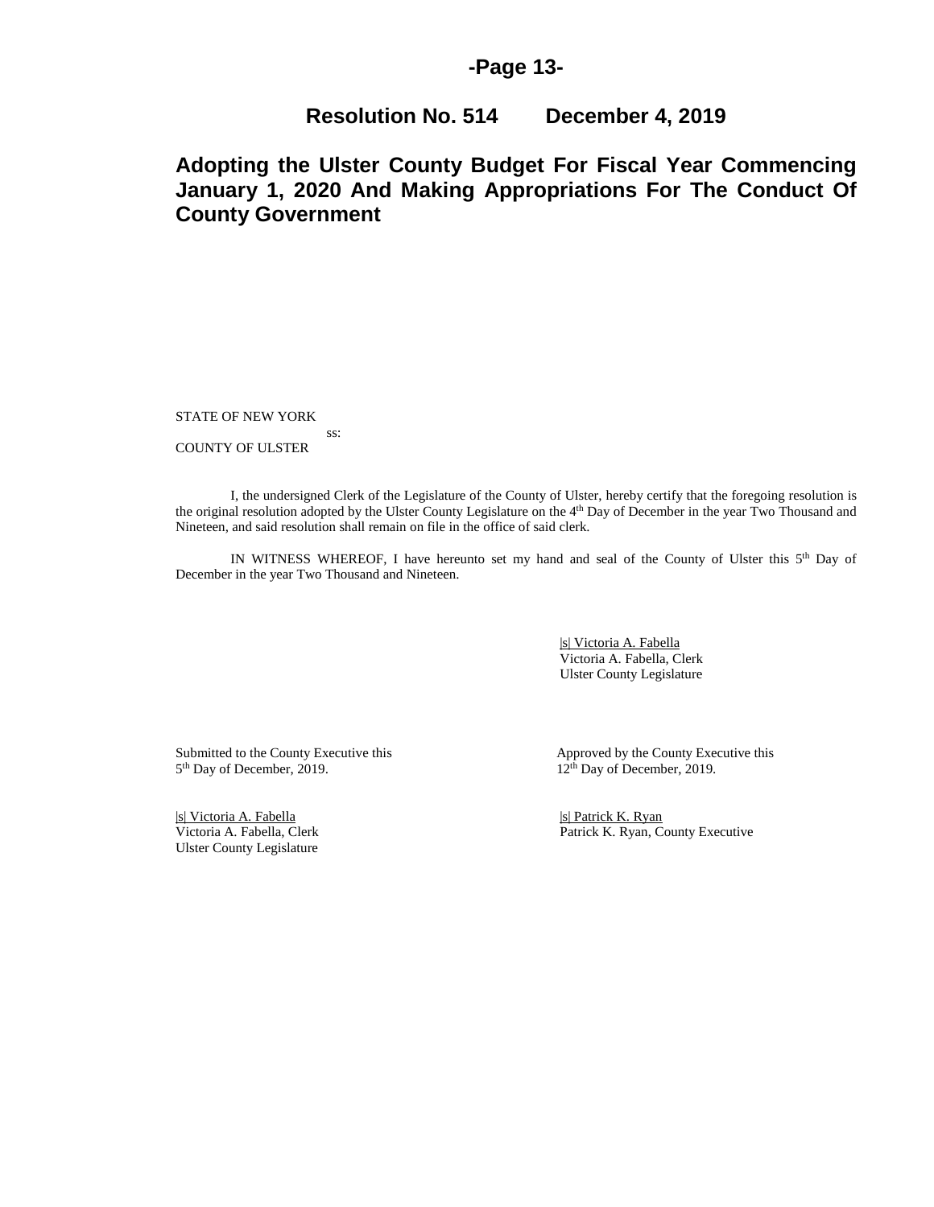## Resolution No. 514 December 4, 2019

# Adopting the Ulster County Budget For Fiscal Year Commencing January 1, 2020 And Making Appropriations For The Conduct Of County Government

STATE OF NEW YORK
ss:
COUNTY OF ULSTER

I, the undersigned Clerk of the Legislature of the County of Ulster, hereby certify that the foregoing resolution is the original resolution adopted by the Ulster County Legislature on the 4th Day of December in the year Two Thousand and Nineteen, and said resolution shall remain on file in the office of said clerk.

IN WITNESS WHEREOF, I have hereunto set my hand and seal of the County of Ulster this 5th Day of December in the year Two Thousand and Nineteen.

|s| Victoria A. Fabella
Victoria A. Fabella, Clerk
Ulster County Legislature

Submitted to the County Executive this
5th Day of December, 2019.

|s| Victoria A. Fabella
Victoria A. Fabella, Clerk
Ulster County Legislature

Approved by the County Executive this
12th Day of December, 2019.

|s| Patrick K. Ryan
Patrick K. Ryan, County Executive